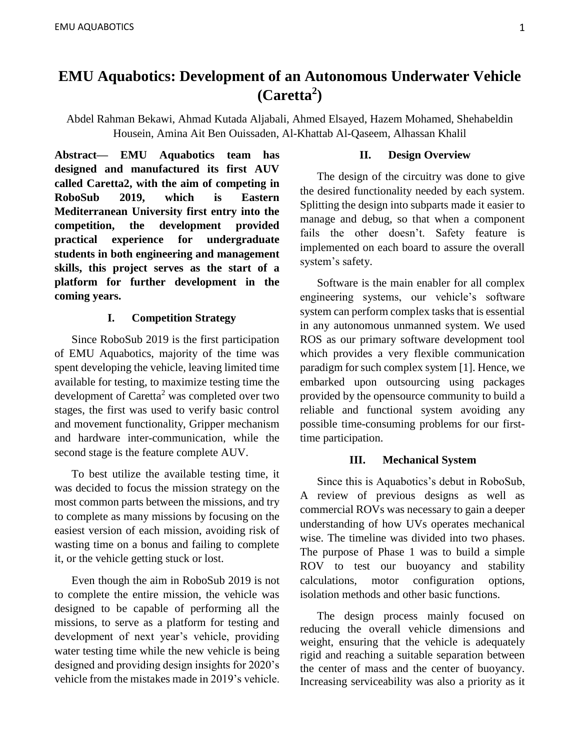# EMU Aquabotics: Development of an Autonomous Underwater Vehicle (Caretta$^2$)

Abdel Rahman Bekawi, Ahmad Kutada Aljabali, Ahmed Elsayed, Hazem Mohamed, Shehabeldin Housein, Amina Ait Ben Ouissaden, Al-Khattab Al-Qaseem, Alhassan Khalil

**Abstract— EMU Aquabotics team has designed and manufactured its first AUV called Caretta2, with the aim of competing in RoboSub 2019, which is Eastern Mediterranean University first entry into the competition, the development provided practical experience for undergraduate students in both engineering and management skills, this project serves as the start of a platform for further development in the coming years.**

## I. Competition Strategy

Since RoboSub 2019 is the first participation of EMU Aquabotics, majority of the time was spent developing the vehicle, leaving limited time available for testing, to maximize testing time the development of Caretta$^2$ was completed over two stages, the first was used to verify basic control and movement functionality, Gripper mechanism and hardware inter-communication, while the second stage is the feature complete AUV.

To best utilize the available testing time, it was decided to focus the mission strategy on the most common parts between the missions, and try to complete as many missions by focusing on the easiest version of each mission, avoiding risk of wasting time on a bonus and failing to complete it, or the vehicle getting stuck or lost.

Even though the aim in RoboSub 2019 is not to complete the entire mission, the vehicle was designed to be capable of performing all the missions, to serve as a platform for testing and development of next year's vehicle, providing water testing time while the new vehicle is being designed and providing design insights for 2020's vehicle from the mistakes made in 2019's vehicle.

## II. Design Overview

The design of the circuitry was done to give the desired functionality needed by each system. Splitting the design into subparts made it easier to manage and debug, so that when a component fails the other doesn't. Safety feature is implemented on each board to assure the overall system's safety.

Software is the main enabler for all complex engineering systems, our vehicle's software system can perform complex tasks that is essential in any autonomous unmanned system. We used ROS as our primary software development tool which provides a very flexible communication paradigm for such complex system [1]. Hence, we embarked upon outsourcing using packages provided by the opensource community to build a reliable and functional system avoiding any possible time-consuming problems for our first-time participation.

## III. Mechanical System

Since this is Aquabotics's debut in RoboSub, A review of previous designs as well as commercial ROVs was necessary to gain a deeper understanding of how UVs operates mechanical wise. The timeline was divided into two phases. The purpose of Phase 1 was to build a simple ROV to test our buoyancy and stability calculations, motor configuration options, isolation methods and other basic functions.

The design process mainly focused on reducing the overall vehicle dimensions and weight, ensuring that the vehicle is adequately rigid and reaching a suitable separation between the center of mass and the center of buoyancy. Increasing serviceability was also a priority as it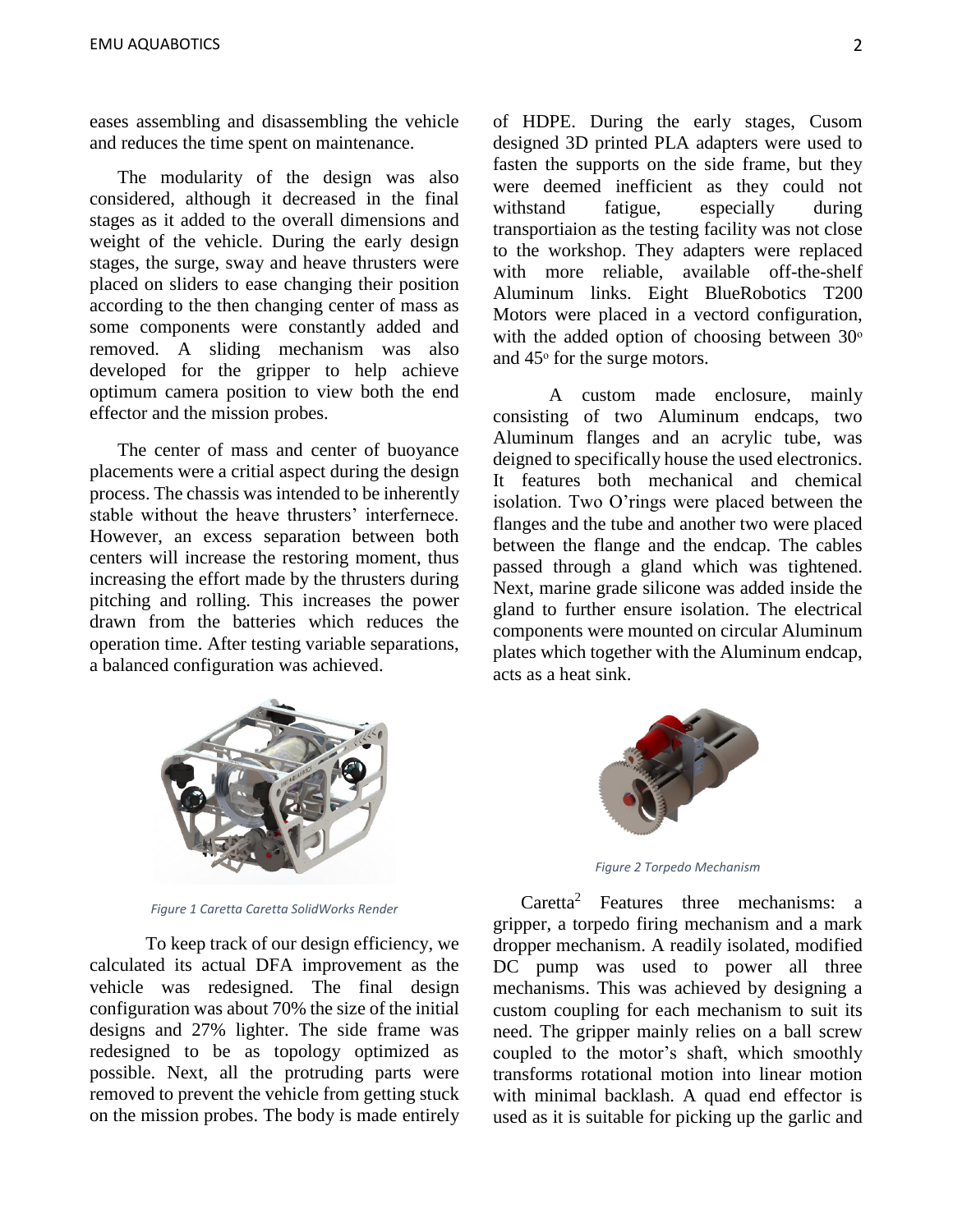eases assembling and disassembling the vehicle and reduces the time spent on maintenance.

The modularity of the design was also considered, although it decreased in the final stages as it added to the overall dimensions and weight of the vehicle. During the early design stages, the surge, sway and heave thrusters were placed on sliders to ease changing their position according to the then changing center of mass as some components were constantly added and removed. A sliding mechanism was also developed for the gripper to help achieve optimum camera position to view both the end effector and the mission probes.

The center of mass and center of buoyance placements were a critial aspect during the design process. The chassis was intended to be inherently stable without the heave thrusters' interfernece. However, an excess separation between both centers will increase the restoring moment, thus increasing the effort made by the thrusters during pitching and rolling. This increases the power drawn from the batteries which reduces the operation time. After testing variable separations, a balanced configuration was achieved.

*Figure 1 Caretta Caretta SolidWorks Render*

To keep track of our design efficiency, we calculated its actual DFA improvement as the vehicle was redesigned. The final design configuration was about 70% the size of the initial designs and 27% lighter. The side frame was redesigned to be as topology optimized as possible. Next, all the protruding parts were removed to prevent the vehicle from getting stuck on the mission probes. The body is made entirely of HDPE. During the early stages, Cusom designed 3D printed PLA adapters were used to fasten the supports on the side frame, but they were deemed inefficient as they could not withstand fatigue, especially during transportiaion as the testing facility was not close to the workshop. They adapters were replaced with more reliable, available off-the-shelf Aluminum links. Eight BlueRobotics T200 Motors were placed in a vectord configuration, with the added option of choosing between $30^o$ and $45^o$ for the surge motors.

A custom made enclosure, mainly consisting of two Aluminum endcaps, two Aluminum flanges and an acrylic tube, was deigned to specifically house the used electronics. It features both mechanical and chemical isolation. Two O'rings were placed between the flanges and the tube and another two were placed between the flange and the endcap. The cables passed through a gland which was tightened. Next, marine grade silicone was added inside the gland to further ensure isolation. The electrical components were mounted on circular Aluminum plates which together with the Aluminum endcap, acts as a heat sink.

*Figure 2 Torpedo Mechanism*

Caretta$^2$ Features three mechanisms: a gripper, a torpedo firing mechanism and a mark dropper mechanism. A readily isolated, modified DC pump was used to power all three mechanisms. This was achieved by designing a custom coupling for each mechanism to suit its need. The gripper mainly relies on a ball screw coupled to the motor's shaft, which smoothly transforms rotational motion into linear motion with minimal backlash. A quad end effector is used as it is suitable for picking up the garlic and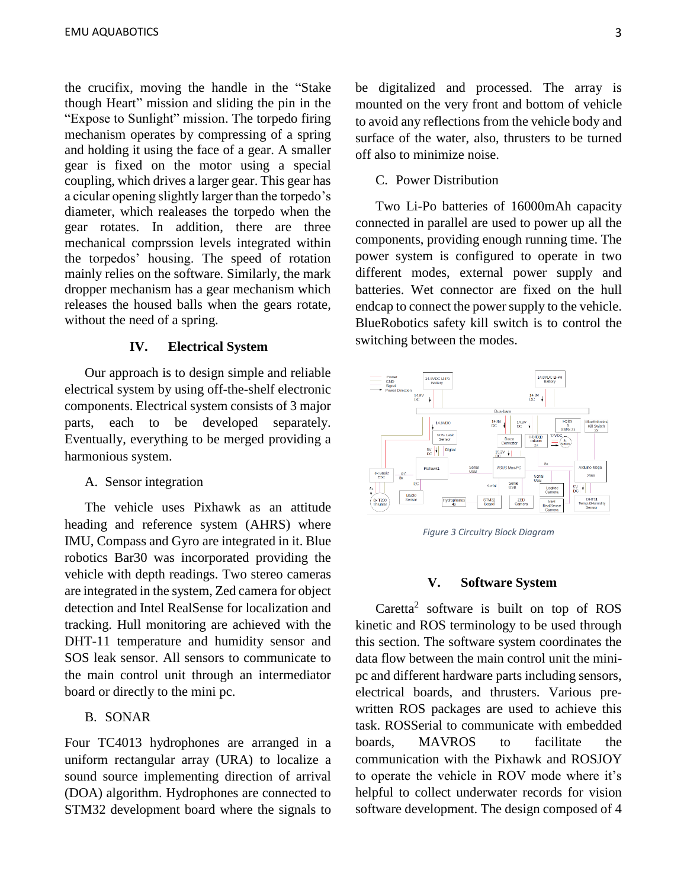the crucifix, moving the handle in the "Stake though Heart" mission and sliding the pin in the "Expose to Sunlight" mission. The torpedo firing mechanism operates by compressing of a spring and holding it using the face of a gear. A smaller gear is fixed on the motor using a special coupling, which drives a larger gear. This gear has a cicular opening slightly larger than the torpedo's diameter, which realeases the torpedo when the gear rotates. In addition, there are three mechanical comprssion levels integrated within the torpedos' housing. The speed of rotation mainly relies on the software. Similarly, the mark dropper mechanism has a gear mechanism which releases the housed balls when the gears rotate, without the need of a spring.

## IV. Electrical System

Our approach is to design simple and reliable electrical system by using off-the-shelf electronic components. Electrical system consists of 3 major parts, each to be developed separately. Eventually, everything to be merged providing a harmonious system.

### A. Sensor integration

The vehicle uses Pixhawk as an attitude heading and reference system (AHRS) where IMU, Compass and Gyro are integrated in it. Blue robotics Bar30 was incorporated providing the vehicle with depth readings. Two stereo cameras are integrated in the system, Zed camera for object detection and Intel RealSense for localization and tracking. Hull monitoring are achieved with the DHT-11 temperature and humidity sensor and SOS leak sensor. All sensors to communicate to the main control unit through an intermediator board or directly to the mini pc.

### B. SONAR

Four TC4013 hydrophones are arranged in a uniform rectangular array (URA) to localize a sound source implementing direction of arrival (DOA) algorithm. Hydrophones are connected to STM32 development board where the signals to be digitalized and processed. The array is mounted on the very front and bottom of vehicle to avoid any reflections from the vehicle body and surface of the water, also, thrusters to be turned off also to minimize noise.

### C. Power Distribution

Two Li-Po batteries of 16000mAh capacity connected in parallel are used to power up all the components, providing enough running time. The power system is configured to operate in two different modes, external power supply and batteries. Wet connector are fixed on the hull endcap to connect the power supply to the vehicle. BlueRobotics safety kill switch is to control the switching between the modes.

*Figure 3 Circuitry Block Diagram*

## V. Software System

Caretta[2] software is built on top of ROS kinetic and ROS terminology to be used through this section. The software system coordinates the data flow between the main control unit the mini-pc and different hardware parts including sensors, electrical boards, and thrusters. Various pre-written ROS packages are used to achieve this task. ROSSerial to communicate with embedded boards, MAVROS to facilitate the communication with the Pixhawk and ROSJOY to operate the vehicle in ROV mode where it's helpful to collect underwater records for vision software development. The design composed of 4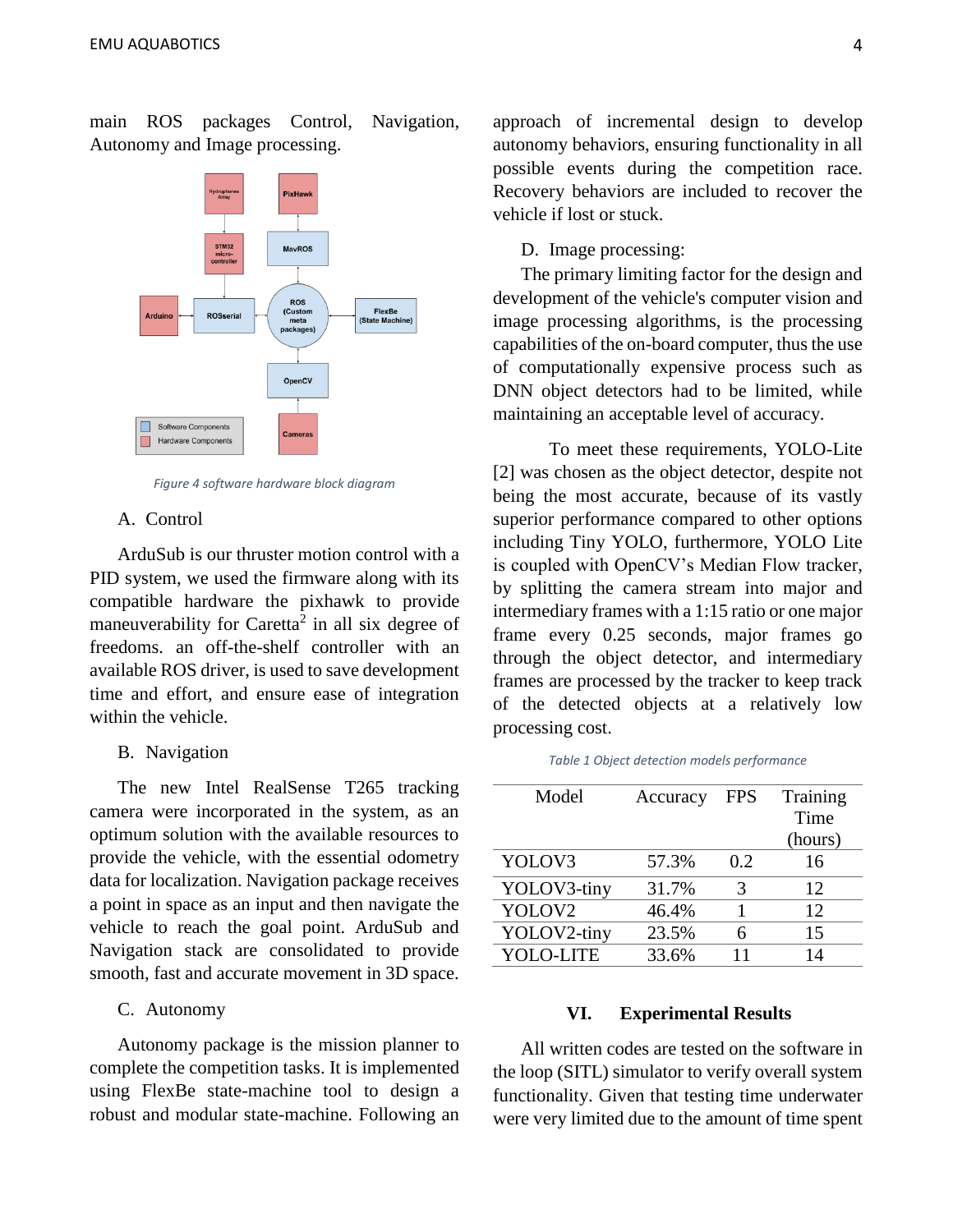main ROS packages Control, Navigation, Autonomy and Image processing.

*Figure 4 software hardware block diagram*

A. Control

ArduSub is our thruster motion control with a PID system, we used the firmware along with its compatible hardware the pixhawk to provide maneuverability for Caretta[2] in all six degree of freedoms. an off-the-shelf controller with an available ROS driver, is used to save development time and effort, and ensure ease of integration within the vehicle.

B. Navigation

The new Intel RealSense T265 tracking camera were incorporated in the system, as an optimum solution with the available resources to provide the vehicle, with the essential odometry data for localization. Navigation package receives a point in space as an input and then navigate the vehicle to reach the goal point. ArduSub and Navigation stack are consolidated to provide smooth, fast and accurate movement in 3D space.

C. Autonomy

Autonomy package is the mission planner to complete the competition tasks. It is implemented using FlexBe state-machine tool to design a robust and modular state-machine. Following an approach of incremental design to develop autonomy behaviors, ensuring functionality in all possible events during the competition race. Recovery behaviors are included to recover the vehicle if lost or stuck.

D. Image processing:

The primary limiting factor for the design and development of the vehicle's computer vision and image processing algorithms, is the processing capabilities of the on-board computer, thus the use of computationally expensive process such as DNN object detectors had to be limited, while maintaining an acceptable level of accuracy.

To meet these requirements, YOLO-Lite [2] was chosen as the object detector, despite not being the most accurate, because of its vastly superior performance compared to other options including Tiny YOLO, furthermore, YOLO Lite is coupled with OpenCV's Median Flow tracker, by splitting the camera stream into major and intermediary frames with a 1:15 ratio or one major frame every 0.25 seconds, major frames go through the object detector, and intermediary frames are processed by the tracker to keep track of the detected objects at a relatively low processing cost.

*Table 1 Object detection models performance*

| Model | Accuracy | FPS | Training Time (hours) |
|---|---|---|---|
| YOLOV3 | 57.3% | 0.2 | 16 |
| YOLOV3-tiny | 31.7% | 3 | 12 |
| YOLOV2 | 46.4% | 1 | 12 |
| YOLOV2-tiny | 23.5% | 6 | 15 |
| YOLO-LITE | 33.6% | 11 | 14 |

## VI. Experimental Results

All written codes are tested on the software in the loop (SITL) simulator to verify overall system functionality. Given that testing time underwater were very limited due to the amount of time spent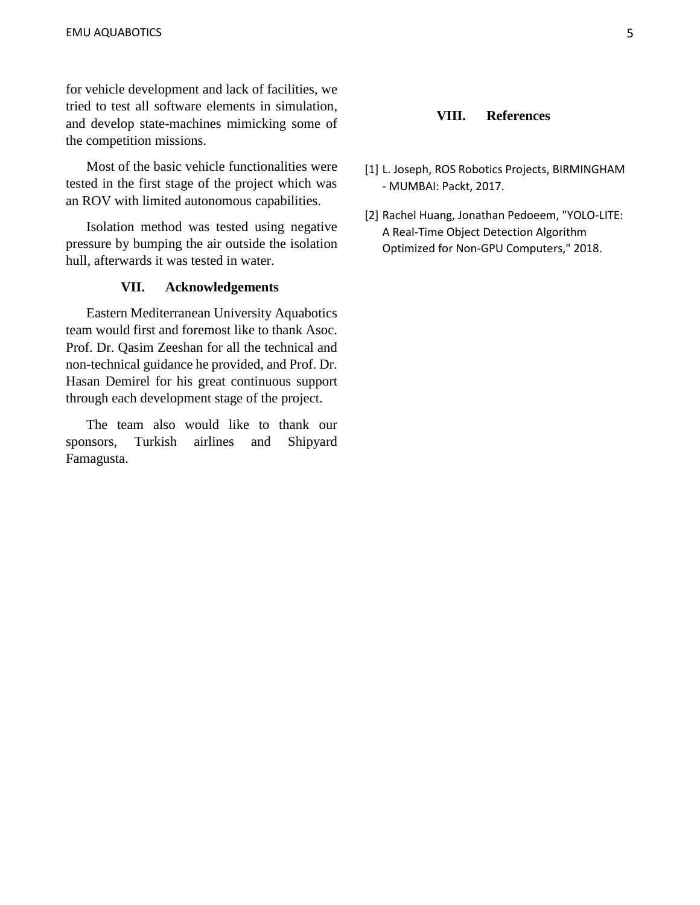for vehicle development and lack of facilities, we tried to test all software elements in simulation, and develop state-machines mimicking some of the competition missions.

Most of the basic vehicle functionalities were tested in the first stage of the project which was an ROV with limited autonomous capabilities.

Isolation method was tested using negative pressure by bumping the air outside the isolation hull, afterwards it was tested in water.

## VII. Acknowledgements

Eastern Mediterranean University Aquabotics team would first and foremost like to thank Asoc. Prof. Dr. Qasim Zeeshan for all the technical and non-technical guidance he provided, and Prof. Dr. Hasan Demirel for his great continuous support through each development stage of the project.

The team also would like to thank our sponsors, Turkish airlines and Shipyard Famagusta.

## VIII. References

[1] L. Joseph, ROS Robotics Projects, BIRMINGHAM - MUMBAI: Packt, 2017.

[2] Rachel Huang, Jonathan Pedoeem, "YOLO-LITE: A Real-Time Object Detection Algorithm Optimized for Non-GPU Computers," 2018.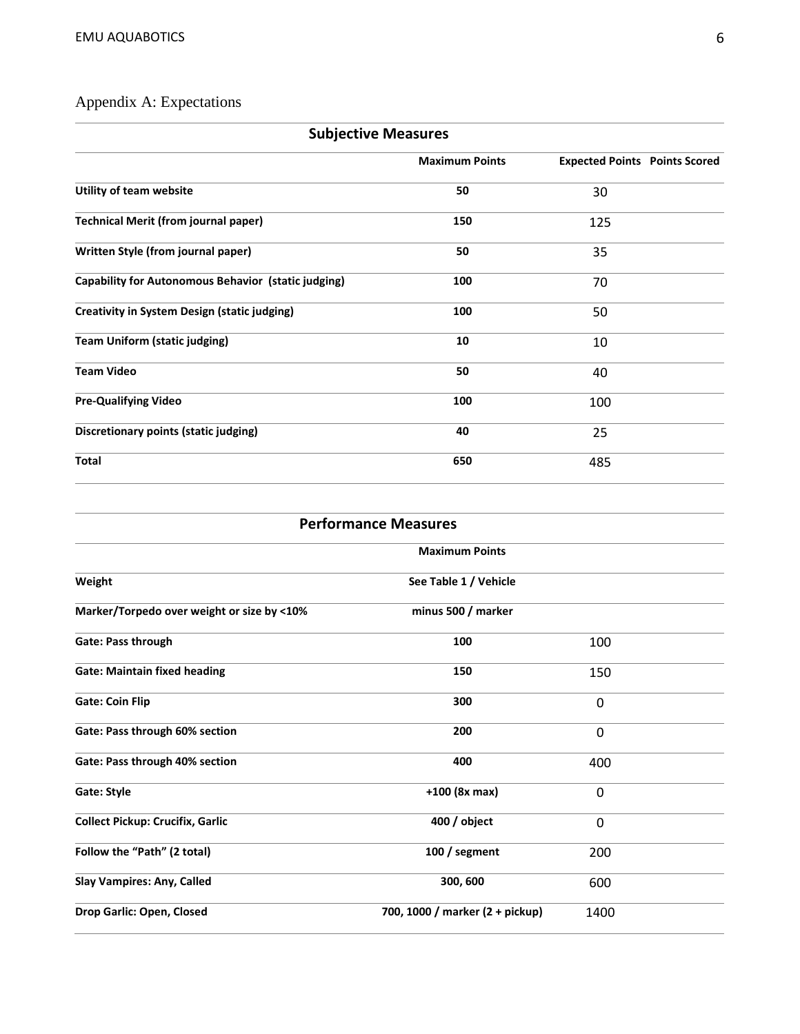## Appendix A: Expectations

| Subjective Measures | | | |
|---|---|---|---|
| | **Maximum Points** | **Expected Points** | **Points Scored** |
| **Utility of team website** | **50** | 30 | |
| **Technical Merit (from journal paper)** | **150** | 125 | |
| **Written Style (from journal paper)** | **50** | 35 | |
| **Capability for Autonomous Behavior (static judging)** | **100** | 70 | |
| **Creativity in System Design (static judging)** | **100** | 50 | |
| **Team Uniform (static judging)** | **10** | 10 | |
| **Team Video** | **50** | 40 | |
| **Pre-Qualifying Video** | **100** | 100 | |
| **Discretionary points (static judging)** | **40** | 25 | |
| **Total** | **650** | 485 | |

| Performance Measures | | | |
|---|---|---|---|
| | **Maximum Points** | | |
| **Weight** | **See Table 1 / Vehicle** | | |
| **Marker/Torpedo over weight or size by <10%** | **minus 500 / marker** | | |
| **Gate: Pass through** | **100** | 100 | |
| **Gate: Maintain fixed heading** | **150** | 150 | |
| **Gate: Coin Flip** | **300** | 0 | |
| **Gate: Pass through 60% section** | **200** | 0 | |
| **Gate: Pass through 40% section** | **400** | 400 | |
| **Gate: Style** | **+100 (8x max)** | 0 | |
| **Collect Pickup: Crucifix, Garlic** | **400 / object** | 0 | |
| **Follow the "Path" (2 total)** | **100 / segment** | 200 | |
| **Slay Vampires: Any, Called** | **300, 600** | 600 | |
| **Drop Garlic: Open, Closed** | **700, 1000 / marker (2 + pickup)** | 1400 | |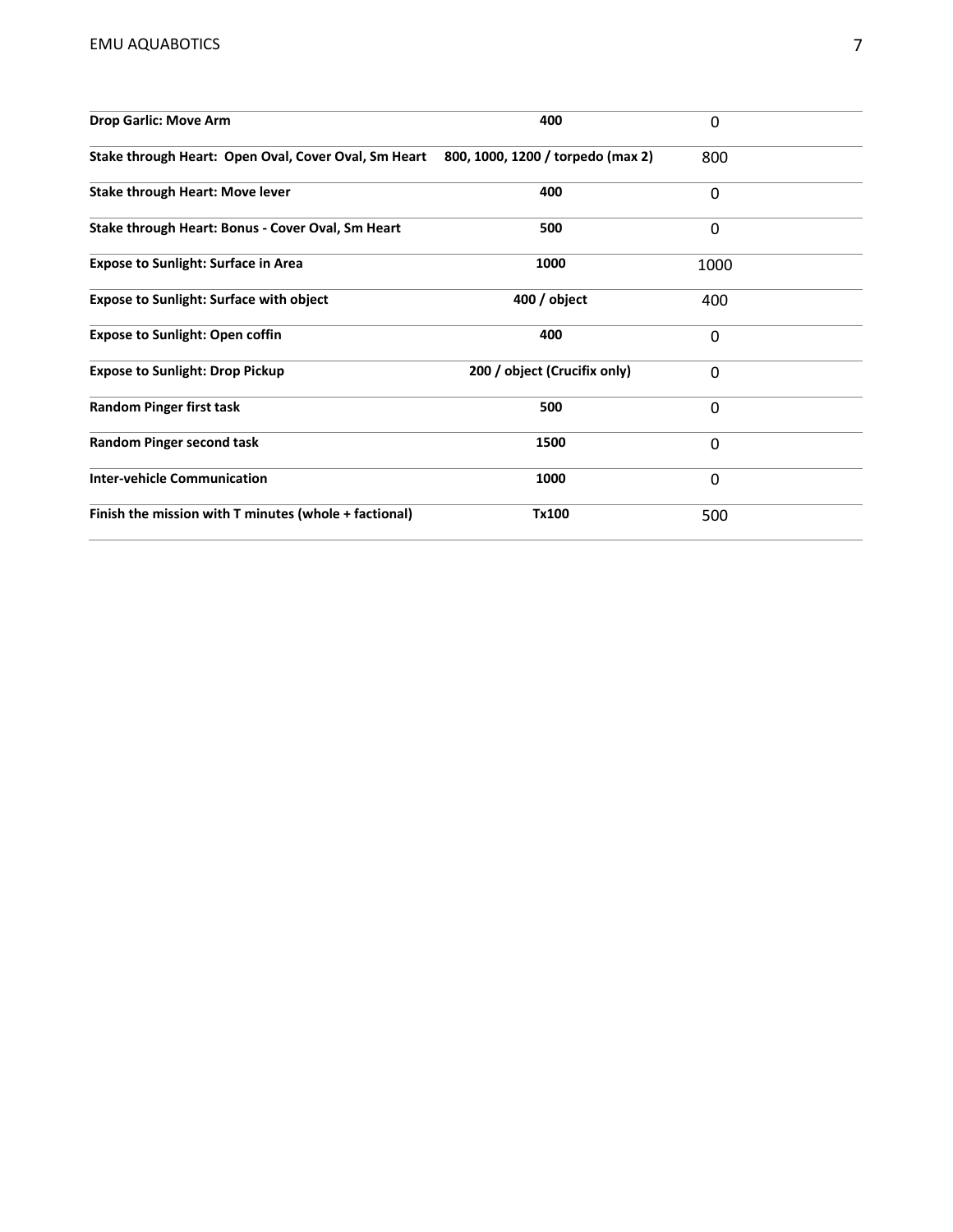| | | |
|---|---|---|
| **Drop Garlic: Move Arm** | **400** | 0 |
| **Stake through Heart: Open Oval, Cover Oval, Sm Heart** | **800, 1000, 1200 / torpedo (max 2)** | 800 |
| **Stake through Heart: Move lever** | **400** | 0 |
| **Stake through Heart: Bonus - Cover Oval, Sm Heart** | **500** | 0 |
| **Expose to Sunlight: Surface in Area** | **1000** | 1000 |
| **Expose to Sunlight: Surface with object** | **400 / object** | 400 |
| **Expose to Sunlight: Open coffin** | **400** | 0 |
| **Expose to Sunlight: Drop Pickup** | **200 / object (Crucifix only)** | 0 |
| **Random Pinger first task** | **500** | 0 |
| **Random Pinger second task** | **1500** | 0 |
| **Inter-vehicle Communication** | **1000** | 0 |
| **Finish the mission with T minutes (whole + factional)** | **Tx100** | 500 |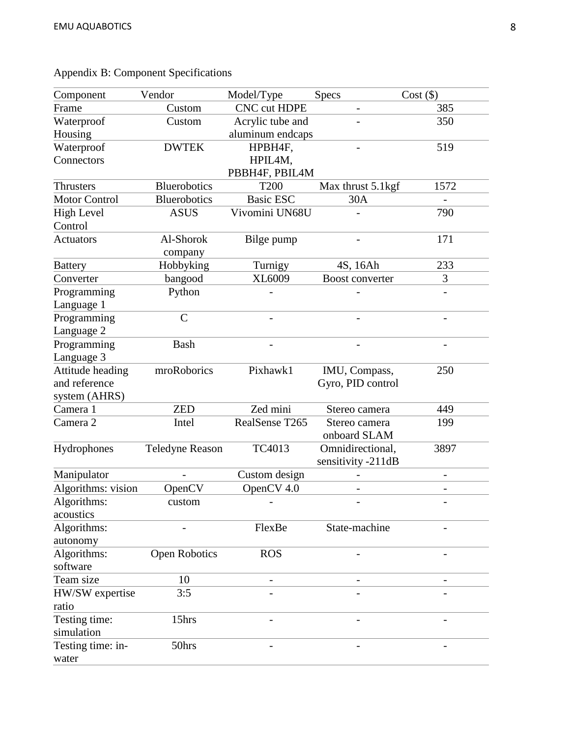Appendix B: Component Specifications

| Component | Vendor | Model/Type | Specs | Cost ($) |
|---|---|---|---|---|
| Frame | Custom | CNC cut HDPE | - | 385 |
| Waterproof Housing | Custom | Acrylic tube and aluminum endcaps | - | 350 |
| Waterproof Connectors | DWTEK | HPBH4F, HPIL4M, PBBH4F, PBIL4M | - | 519 |
| Thrusters | Bluerobotics | T200 | Max thrust 5.1kgf | 1572 |
| Motor Control | Bluerobotics | Basic ESC | 30A | - |
| High Level Control | ASUS | Vivomini UN68U | - | 790 |
| Actuators | Al-Shorok company | Bilge pump | - | 171 |
| Battery | Hobbyking | Turnigy | 4S, 16Ah | 233 |
| Converter | bangood | XL6009 | Boost converter | 3 |
| Programming Language 1 | Python | - | - | - |
| Programming Language 2 | C | - | - | - |
| Programming Language 3 | Bash | - | - | - |
| Attitude heading and reference system (AHRS) | mroRoborics | Pixhawk1 | IMU, Compass, Gyro, PID control | 250 |
| Camera 1 | ZED | Zed mini | Stereo camera | 449 |
| Camera 2 | Intel | RealSense T265 | Stereo camera onboard SLAM | 199 |
| Hydrophones | Teledyne Reason | TC4013 | Omnidirectional, sensitivity -211dB | 3897 |
| Manipulator | - | Custom design | - | - |
| Algorithms: vision | OpenCV | OpenCV 4.0 | - | - |
| Algorithms: acoustics | custom | - | - | - |
| Algorithms: autonomy | - | FlexBe | State-machine | - |
| Algorithms: software | Open Robotics | ROS | - | - |
| Team size | 10 | - | - | - |
| HW/SW expertise ratio | 3:5 | - | - | - |
| Testing time: simulation | 15hrs | - | - | - |
| Testing time: in-water | 50hrs | - | - | - |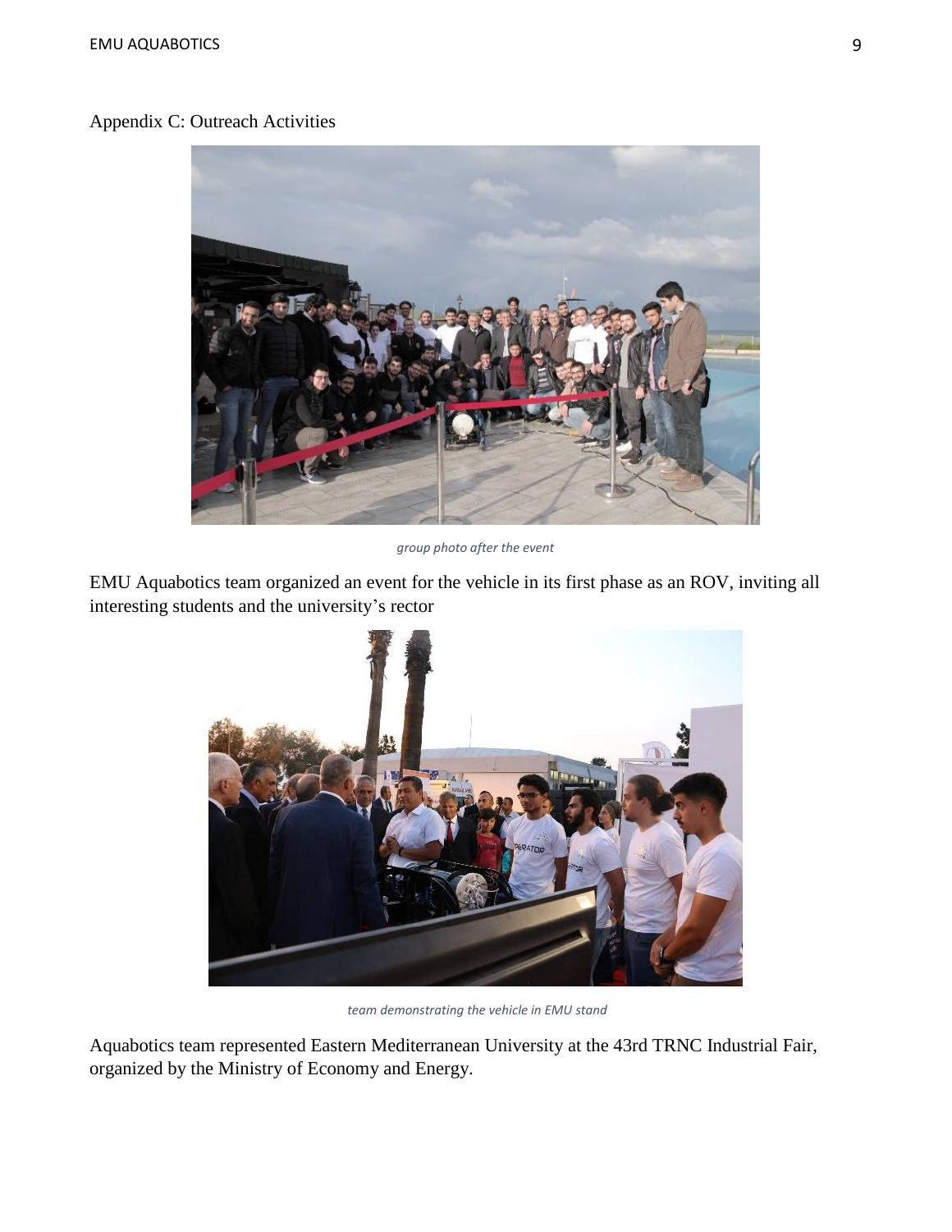Appendix C: Outreach Activities

*group photo after the event*

EMU Aquabotics team organized an event for the vehicle in its first phase as an ROV, inviting all interesting students and the university's rector

*team demonstrating the vehicle in EMU stand*

Aquabotics team represented Eastern Mediterranean University at the 43rd TRNC Industrial Fair, organized by the Ministry of Economy and Energy.